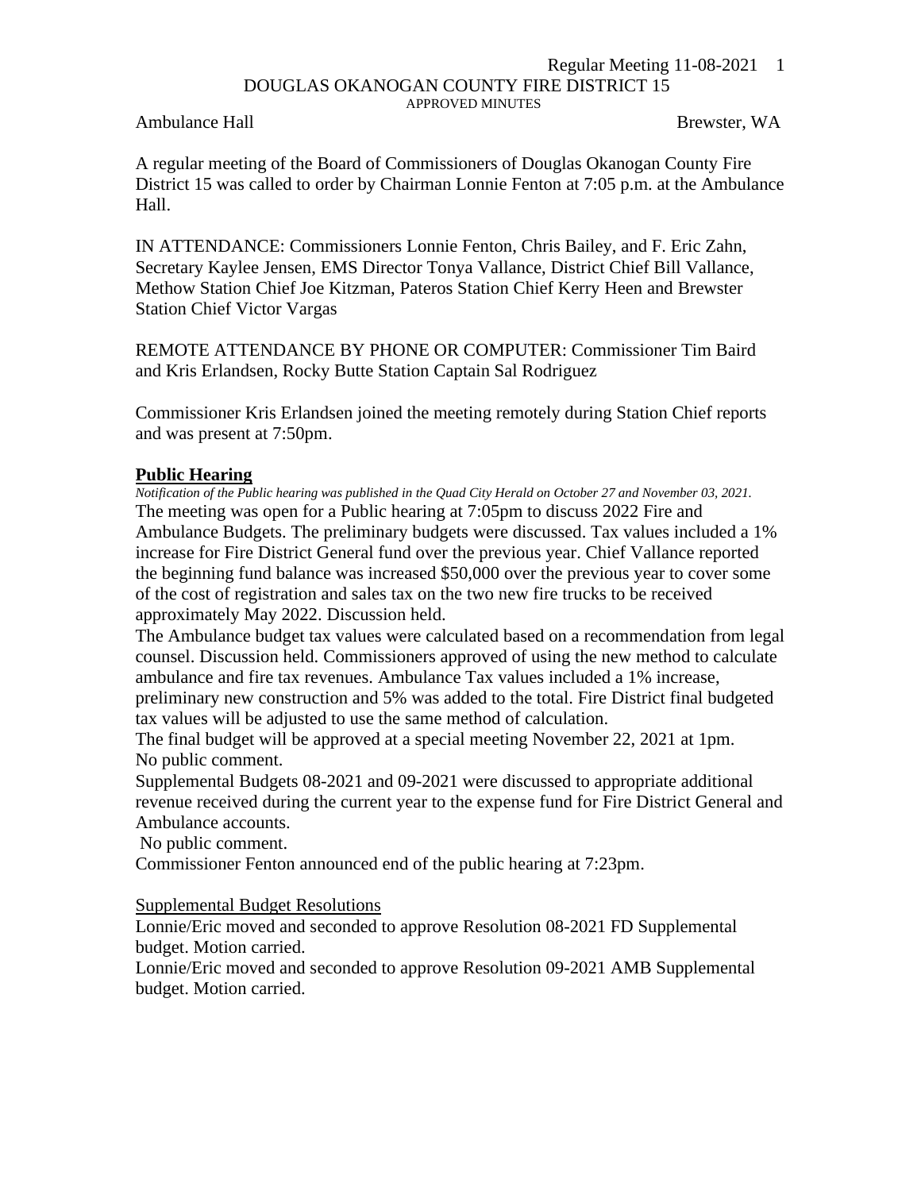# DOUGLAS OKANOGAN COUNTY FIRE DISTRICT 15

APPROVED MINUTES

Ambulance Hall Brewster, WA

A regular meeting of the Board of Commissioners of Douglas Okanogan County Fire District 15 was called to order by Chairman Lonnie Fenton at 7:05 p.m. at the Ambulance Hall.

IN ATTENDANCE: Commissioners Lonnie Fenton, Chris Bailey, and F. Eric Zahn, Secretary Kaylee Jensen, EMS Director Tonya Vallance, District Chief Bill Vallance, Methow Station Chief Joe Kitzman, Pateros Station Chief Kerry Heen and Brewster Station Chief Victor Vargas

REMOTE ATTENDANCE BY PHONE OR COMPUTER: Commissioner Tim Baird and Kris Erlandsen, Rocky Butte Station Captain Sal Rodriguez

Commissioner Kris Erlandsen joined the meeting remotely during Station Chief reports and was present at 7:50pm.

## Public Hearing

*Notification of the Public hearing was published in the Quad City Herald on October 27 and November 03, 2021.*

The meeting was open for a Public hearing at 7:05pm to discuss 2022 Fire and Ambulance Budgets. The preliminary budgets were discussed. Tax values included a 1% increase for Fire District General fund over the previous year. Chief Vallance reported the beginning fund balance was increased $50,000 over the previous year to cover some of the cost of registration and sales tax on the two new fire trucks to be received approximately May 2022. Discussion held.

The Ambulance budget tax values were calculated based on a recommendation from legal counsel. Discussion held. Commissioners approved of using the new method to calculate ambulance and fire tax revenues. Ambulance Tax values included a 1% increase, preliminary new construction and 5% was added to the total. Fire District final budgeted tax values will be adjusted to use the same method of calculation.

The final budget will be approved at a special meeting November 22, 2021 at 1pm.

No public comment.

Supplemental Budgets 08-2021 and 09-2021 were discussed to appropriate additional revenue received during the current year to the expense fund for Fire District General and Ambulance accounts.

No public comment.

Commissioner Fenton announced end of the public hearing at 7:23pm.

### Supplemental Budget Resolutions

Lonnie/Eric moved and seconded to approve Resolution 08-2021 FD Supplemental budget. Motion carried.

Lonnie/Eric moved and seconded to approve Resolution 09-2021 AMB Supplemental budget. Motion carried.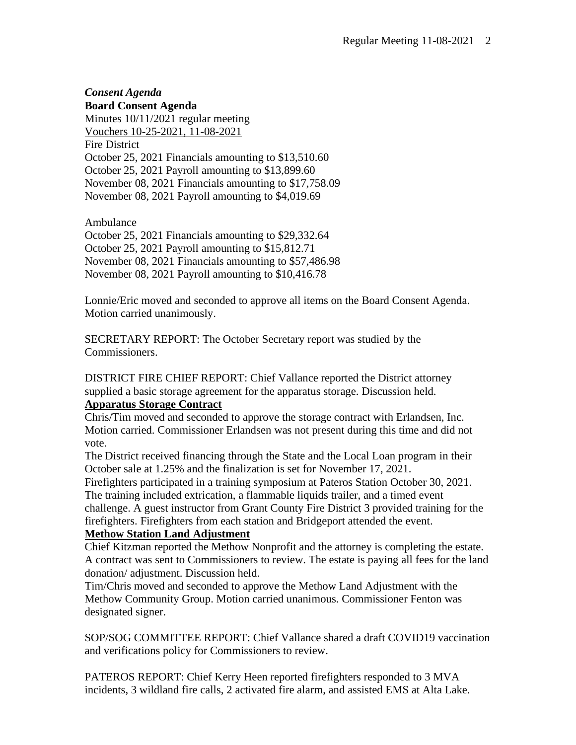***Consent Agenda***

**Board Consent Agenda**

Minutes 10/11/2021 regular meeting

<u>Vouchers 10-25-2021, 11-08-2021</u>

Fire District

October 25, 2021 Financials amounting to $13,510.60

October 25, 2021 Payroll amounting to $13,899.60

November 08, 2021 Financials amounting to $17,758.09

November 08, 2021 Payroll amounting to $4,019.69

Ambulance

October 25, 2021 Financials amounting to $29,332.64

October 25, 2021 Payroll amounting to $15,812.71

November 08, 2021 Financials amounting to $57,486.98

November 08, 2021 Payroll amounting to $10,416.78

Lonnie/Eric moved and seconded to approve all items on the Board Consent Agenda. Motion carried unanimously.

SECRETARY REPORT: The October Secretary report was studied by the Commissioners.

DISTRICT FIRE CHIEF REPORT: Chief Vallance reported the District attorney supplied a basic storage agreement for the apparatus storage. Discussion held.

**<u>Apparatus Storage Contract</u>**

Chris/Tim moved and seconded to approve the storage contract with Erlandsen, Inc. Motion carried. Commissioner Erlandsen was not present during this time and did not vote.

The District received financing through the State and the Local Loan program in their October sale at 1.25% and the finalization is set for November 17, 2021.

Firefighters participated in a training symposium at Pateros Station October 30, 2021. The training included extrication, a flammable liquids trailer, and a timed event challenge. A guest instructor from Grant County Fire District 3 provided training for the firefighters. Firefighters from each station and Bridgeport attended the event.

**<u>Methow Station Land Adjustment</u>**

Chief Kitzman reported the Methow Nonprofit and the attorney is completing the estate. A contract was sent to Commissioners to review. The estate is paying all fees for the land donation/ adjustment. Discussion held.

Tim/Chris moved and seconded to approve the Methow Land Adjustment with the Methow Community Group. Motion carried unanimous. Commissioner Fenton was designated signer.

SOP/SOG COMMITTEE REPORT: Chief Vallance shared a draft COVID19 vaccination and verifications policy for Commissioners to review.

PATEROS REPORT: Chief Kerry Heen reported firefighters responded to 3 MVA incidents, 3 wildland fire calls, 2 activated fire alarm, and assisted EMS at Alta Lake.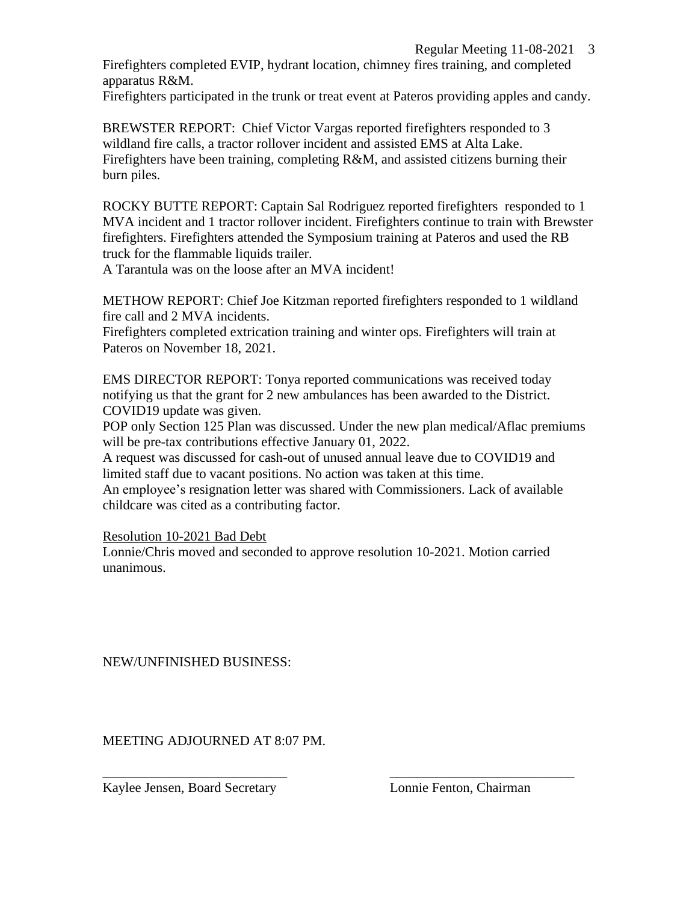Firefighters completed EVIP, hydrant location, chimney fires training, and completed apparatus R&M.
Firefighters participated in the trunk or treat event at Pateros providing apples and candy.

BREWSTER REPORT: Chief Victor Vargas reported firefighters responded to 3 wildland fire calls, a tractor rollover incident and assisted EMS at Alta Lake. Firefighters have been training, completing R&M, and assisted citizens burning their burn piles.

ROCKY BUTTE REPORT: Captain Sal Rodriguez reported firefighters responded to 1 MVA incident and 1 tractor rollover incident. Firefighters continue to train with Brewster firefighters. Firefighters attended the Symposium training at Pateros and used the RB truck for the flammable liquids trailer.
A Tarantula was on the loose after an MVA incident!

METHOW REPORT: Chief Joe Kitzman reported firefighters responded to 1 wildland fire call and 2 MVA incidents.
Firefighters completed extrication training and winter ops. Firefighters will train at Pateros on November 18, 2021.

EMS DIRECTOR REPORT: Tonya reported communications was received today notifying us that the grant for 2 new ambulances has been awarded to the District. COVID19 update was given.
POP only Section 125 Plan was discussed. Under the new plan medical/Aflac premiums will be pre-tax contributions effective January 01, 2022.
A request was discussed for cash-out of unused annual leave due to COVID19 and limited staff due to vacant positions. No action was taken at this time.
An employee's resignation letter was shared with Commissioners. Lack of available childcare was cited as a contributing factor.

<u>Resolution 10-2021 Bad Debt</u>
Lonnie/Chris moved and seconded to approve resolution 10-2021. Motion carried unanimous.

NEW/UNFINISHED BUSINESS:

MEETING ADJOURNED AT 8:07 PM.

\_\_\_\_\_\_\_\_\_\_\_\_\_\_\_\_\_\_\_\_\_\_\_\_\_\_\_\_ \_\_\_\_\_\_\_\_\_\_\_\_\_\_\_\_\_\_\_\_\_\_\_\_\_\_\_\_

Kaylee Jensen, Board Secretary Lonnie Fenton, Chairman